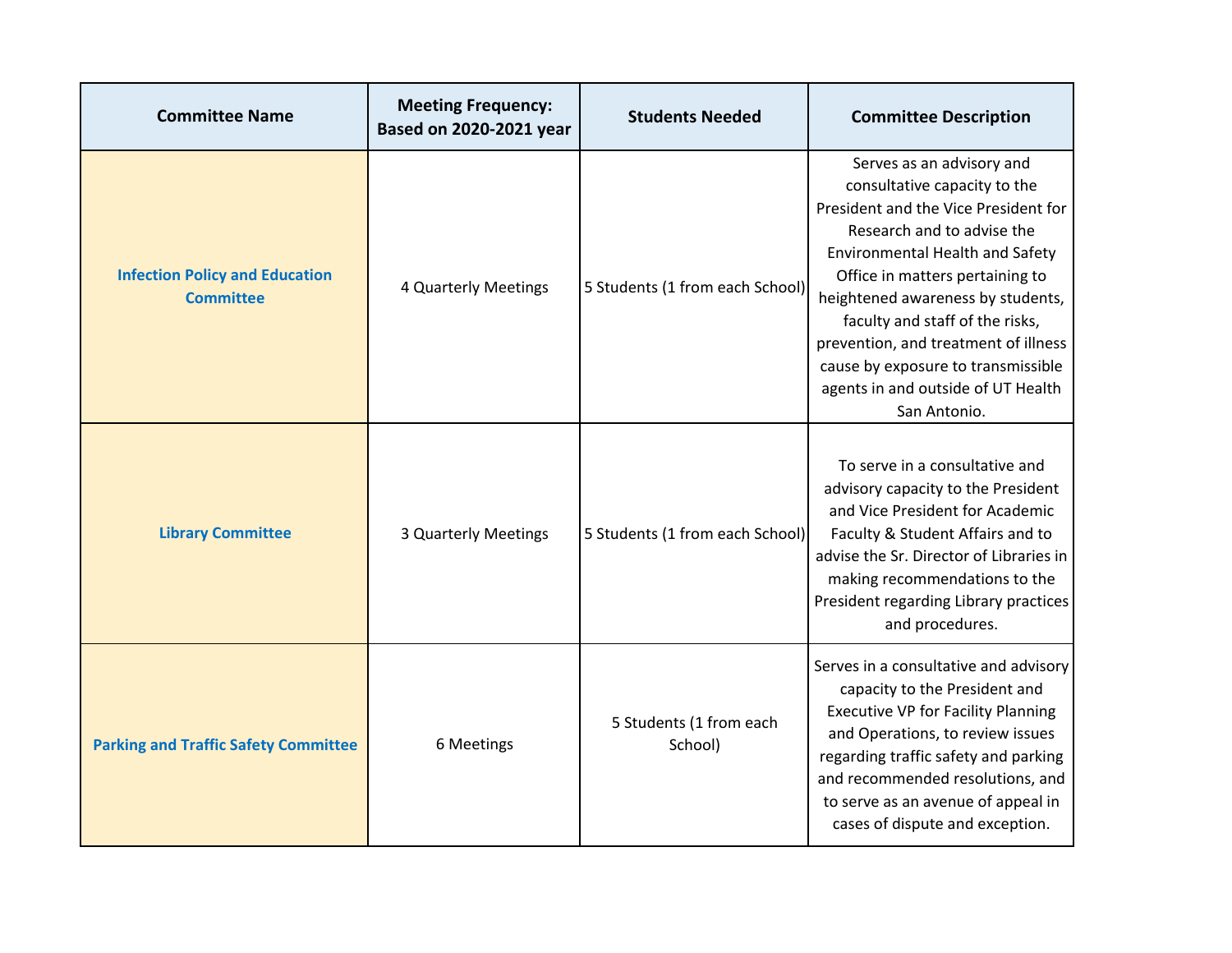| Committee Name | Meeting Frequency: Based on 2020-2021 year | Students Needed | Committee Description |
|---|---|---|---|
| Infection Policy and Education Committee | 4 Quarterly Meetings | 5 Students (1 from each School) | Serves as an advisory and consultative capacity to the President and the Vice President for Research and to advise the Environmental Health and Safety Office in matters pertaining to heightened awareness by students, faculty and staff of the risks, prevention, and treatment of illness cause by exposure to transmissible agents in and outside of UT Health San Antonio. |
| Library Committee | 3 Quarterly Meetings | 5 Students (1 from each School) | To serve in a consultative and advisory capacity to the President and Vice President for Academic Faculty & Student Affairs and to advise the Sr. Director of Libraries in making recommendations to the President regarding Library practices and procedures. |
| Parking and Traffic Safety Committee | 6 Meetings | 5 Students (1 from each School) | Serves in a consultative and advisory capacity to the President and Executive VP for Facility Planning and Operations, to review issues regarding traffic safety and parking and recommended resolutions, and to serve as an avenue of appeal in cases of dispute and exception. |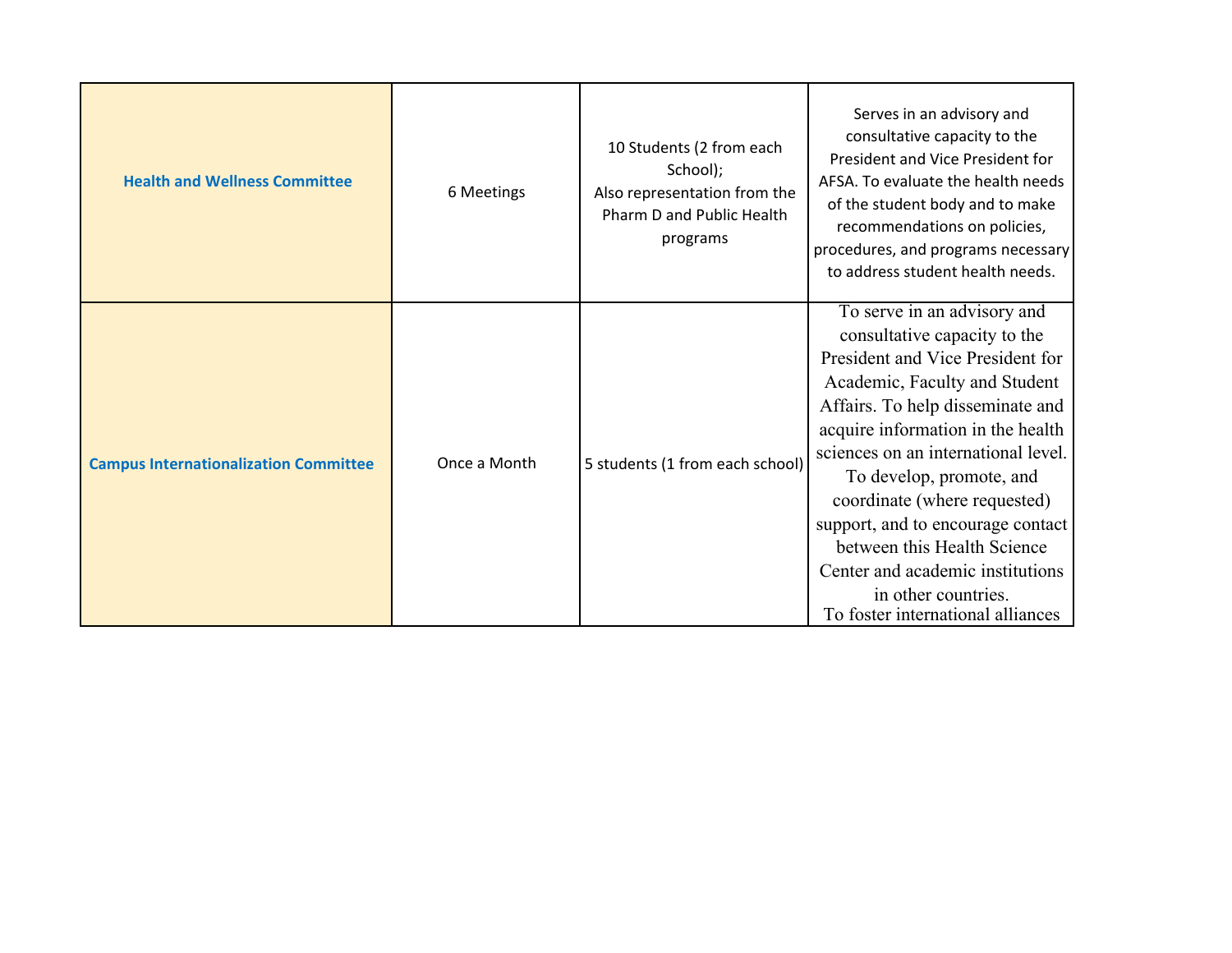| | | | |
|---|---|---|---|
| **Health and Wellness Committee** | 6 Meetings | 10 Students (2 from each School); Also representation from the Pharm D and Public Health programs | Serves in an advisory and consultative capacity to the President and Vice President for AFSA. To evaluate the health needs of the student body and to make recommendations on policies, procedures, and programs necessary to address student health needs. |
| **Campus Internationalization Committee** | Once a Month | 5 students (1 from each school) | To serve in an advisory and consultative capacity to the President and Vice President for Academic, Faculty and Student Affairs. To help disseminate and acquire information in the health sciences on an international level. To develop, promote, and coordinate (where requested) support, and to encourage contact between this Health Science Center and academic institutions in other countries. To foster international alliances |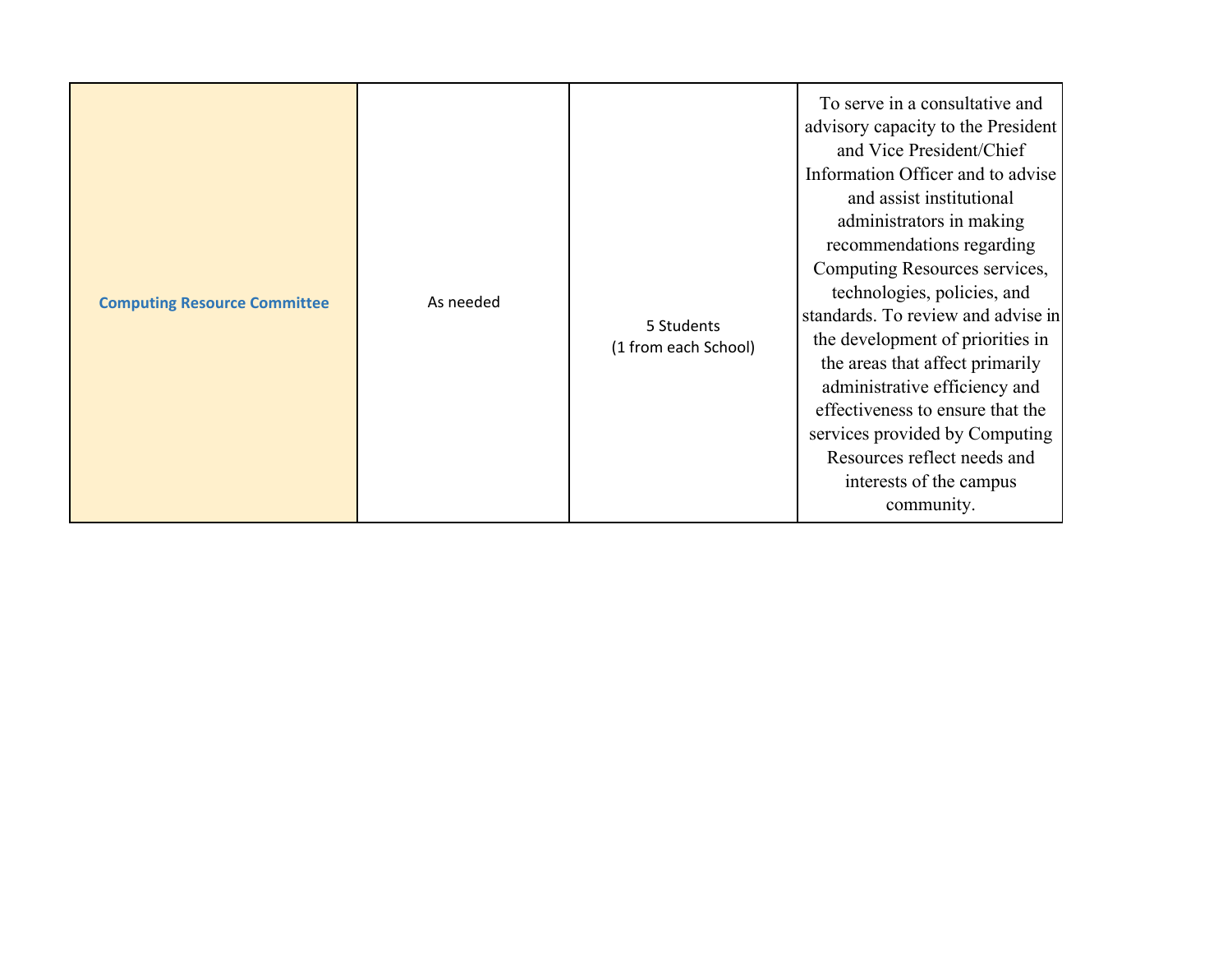| | | | |
|---|---|---|---|
| **Computing Resource Committee** | As needed | 5 Students (1 from each School) | To serve in a consultative and advisory capacity to the President and Vice President/Chief Information Officer and to advise and assist institutional administrators in making recommendations regarding Computing Resources services, technologies, policies, and standards. To review and advise in the development of priorities in the areas that affect primarily administrative efficiency and effectiveness to ensure that the services provided by Computing Resources reflect needs and interests of the campus community. |